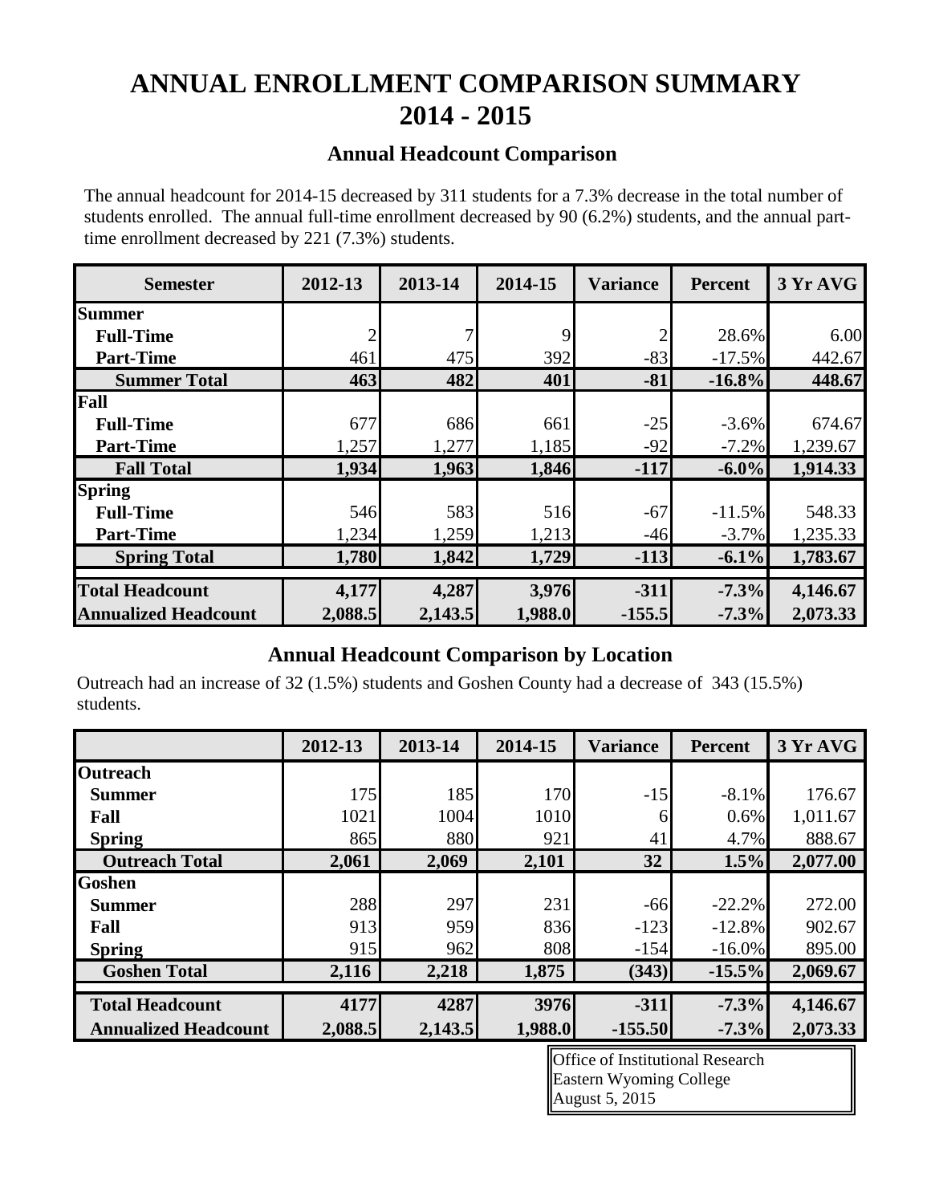# ANNUAL ENROLLMENT COMPARISON SUMMARY 2014 - 2015

## Annual Headcount Comparison

The annual headcount for 2014-15 decreased by 311 students for a 7.3% decrease in the total number of students enrolled. The annual full-time enrollment decreased by 90 (6.2%) students, and the annual part-time enrollment decreased by 221 (7.3%) students.

| Semester | 2012-13 | 2013-14 | 2014-15 | Variance | Percent | 3 Yr AVG |
|---|---|---|---|---|---|---|
| **Summer** | | | | | | |
| **Full-Time** | 2 | 7 | 9 | 2 | 28.6% | 6.00 |
| **Part-Time** | 461 | 475 | 392 | -83 | -17.5% | 442.67 |
| **Summer Total** | **463** | **482** | **401** | **-81** | **-16.8%** | **448.67** |
| **Fall** | | | | | | |
| **Full-Time** | 677 | 686 | 661 | -25 | -3.6% | 674.67 |
| **Part-Time** | 1,257 | 1,277 | 1,185 | -92 | -7.2% | 1,239.67 |
| **Fall Total** | **1,934** | **1,963** | **1,846** | **-117** | **-6.0%** | **1,914.33** |
| **Spring** | | | | | | |
| **Full-Time** | 546 | 583 | 516 | -67 | -11.5% | 548.33 |
| **Part-Time** | 1,234 | 1,259 | 1,213 | -46 | -3.7% | 1,235.33 |
| **Spring Total** | **1,780** | **1,842** | **1,729** | **-113** | **-6.1%** | **1,783.67** |
| **Total Headcount** | **4,177** | **4,287** | **3,976** | **-311** | **-7.3%** | **4,146.67** |
| **Annualized Headcount** | **2,088.5** | **2,143.5** | **1,988.0** | **-155.5** | **-7.3%** | **2,073.33** |

## Annual Headcount Comparison by Location

Outreach had an increase of 32 (1.5%) students and Goshen County had a decrease of 343 (15.5%) students.

| | 2012-13 | 2013-14 | 2014-15 | Variance | Percent | 3 Yr AVG |
|---|---|---|---|---|---|---|
| **Outreach** | | | | | | |
| **Summer** | 175 | 185 | 170 | -15 | -8.1% | 176.67 |
| **Fall** | 1021 | 1004 | 1010 | 6 | 0.6% | 1,011.67 |
| **Spring** | 865 | 880 | 921 | 41 | 4.7% | 888.67 |
| **Outreach Total** | **2,061** | **2,069** | **2,101** | **32** | **1.5%** | **2,077.00** |
| **Goshen** | | | | | | |
| **Summer** | 288 | 297 | 231 | -66 | -22.2% | 272.00 |
| **Fall** | 913 | 959 | 836 | -123 | -12.8% | 902.67 |
| **Spring** | 915 | 962 | 808 | -154 | -16.0% | 895.00 |
| **Goshen Total** | **2,116** | **2,218** | **1,875** | **(343)** | **-15.5%** | **2,069.67** |
| **Total Headcount** | **4177** | **4287** | **3976** | **-311** | **-7.3%** | **4,146.67** |
| **Annualized Headcount** | **2,088.5** | **2,143.5** | **1,988.0** | **-155.50** | **-7.3%** | **2,073.33** |

Office of Institutional Research
Eastern Wyoming College
August 5, 2015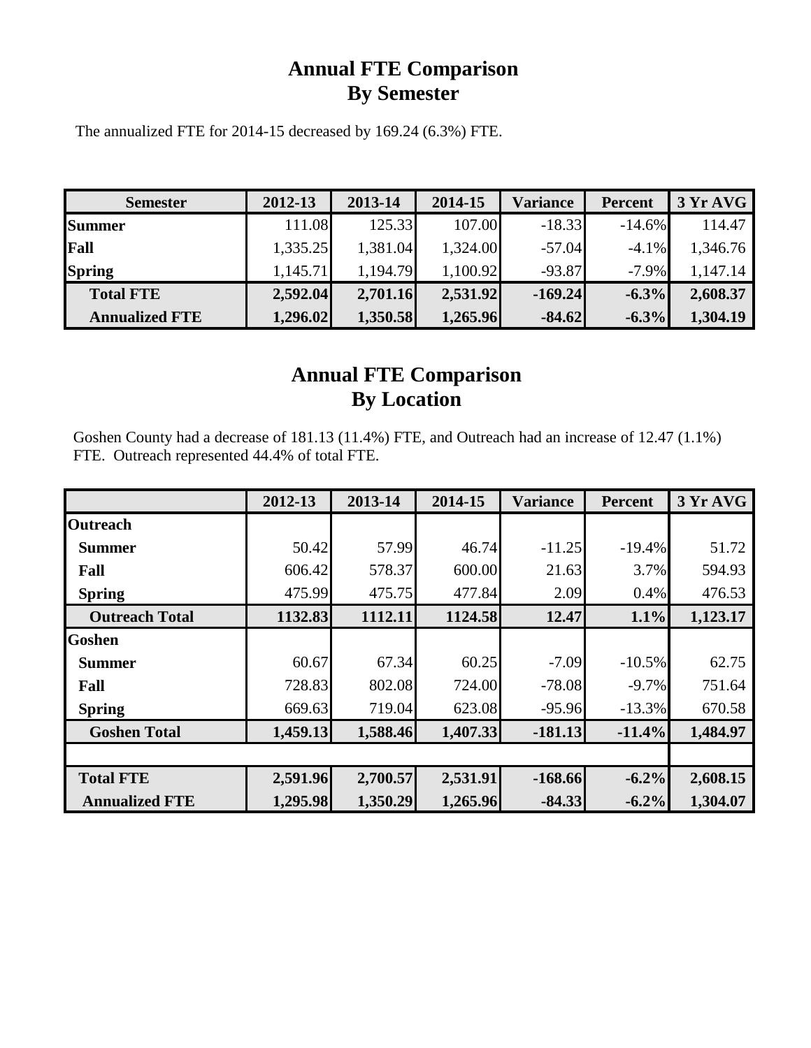# Annual FTE Comparison
# By Semester

The annualized FTE for 2014-15 decreased by 169.24 (6.3%) FTE.

| Semester | 2012-13 | 2013-14 | 2014-15 | Variance | Percent | 3 Yr AVG |
|---|---|---|---|---|---|---|
| **Summer** | 111.08 | 125.33 | 107.00 | -18.33 | -14.6% | 114.47 |
| **Fall** | 1,335.25 | 1,381.04 | 1,324.00 | -57.04 | -4.1% | 1,346.76 |
| **Spring** | 1,145.71 | 1,194.79 | 1,100.92 | -93.87 | -7.9% | 1,147.14 |
| **Total FTE** | **2,592.04** | **2,701.16** | **2,531.92** | **-169.24** | **-6.3%** | **2,608.37** |
| **Annualized FTE** | **1,296.02** | **1,350.58** | **1,265.96** | **-84.62** | **-6.3%** | **1,304.19** |

# Annual FTE Comparison
# By Location

Goshen County had a decrease of 181.13 (11.4%) FTE, and Outreach had an increase of 12.47 (1.1%) FTE. Outreach represented 44.4% of total FTE.

| | 2012-13 | 2013-14 | 2014-15 | Variance | Percent | 3 Yr AVG |
|---|---|---|---|---|---|---|
| **Outreach** | | | | | | |
| **Summer** | 50.42 | 57.99 | 46.74 | -11.25 | -19.4% | 51.72 |
| **Fall** | 606.42 | 578.37 | 600.00 | 21.63 | 3.7% | 594.93 |
| **Spring** | 475.99 | 475.75 | 477.84 | 2.09 | 0.4% | 476.53 |
| **Outreach Total** | **1132.83** | **1112.11** | **1124.58** | **12.47** | **1.1%** | **1,123.17** |
| **Goshen** | | | | | | |
| **Summer** | 60.67 | 67.34 | 60.25 | -7.09 | -10.5% | 62.75 |
| **Fall** | 728.83 | 802.08 | 724.00 | -78.08 | -9.7% | 751.64 |
| **Spring** | 669.63 | 719.04 | 623.08 | -95.96 | -13.3% | 670.58 |
| **Goshen Total** | **1,459.13** | **1,588.46** | **1,407.33** | **-181.13** | **-11.4%** | **1,484.97** |
| | | | | | | |
| **Total FTE** | **2,591.96** | **2,700.57** | **2,531.91** | **-168.66** | **-6.2%** | **2,608.15** |
| **Annualized FTE** | **1,295.98** | **1,350.29** | **1,265.96** | **-84.33** | **-6.2%** | **1,304.07** |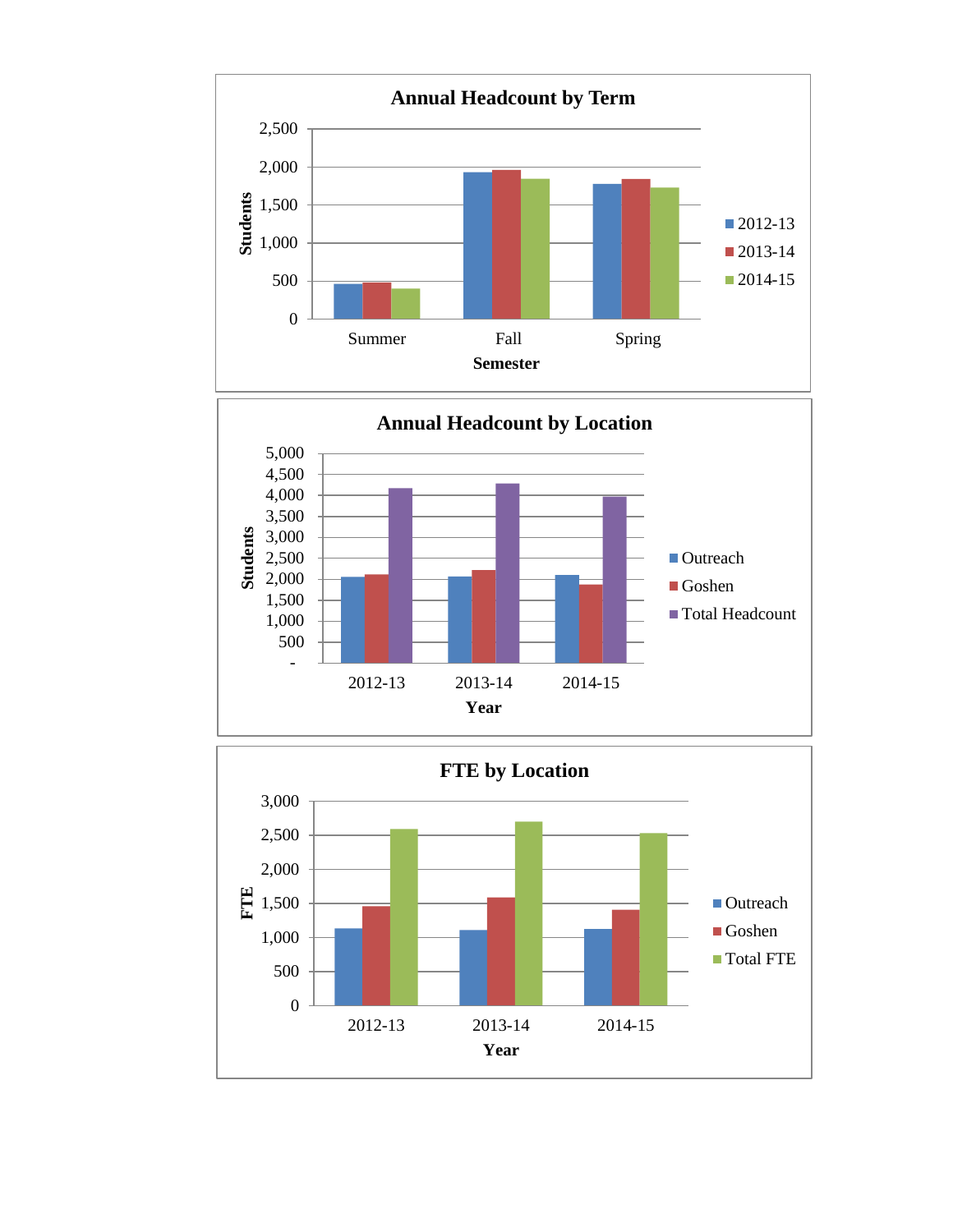**Annual Headcount by Term**

Students

2,500
2,000
1,500
1,000
500
0

Summer | Fall | Spring

Semester

■ 2012-13
■ 2013-14
■ 2014-15

**Annual Headcount by Location**

Students

5,000
4,500
4,000
3,500
3,000
2,500
2,000
1,500
1,000
500
-

2012-13 | 2013-14 | 2014-15

Year

■ Outreach
■ Goshen
■ Total Headcount

**FTE by Location**

FTE

3,000
2,500
2,000
1,500
1,000
500
0

2012-13 | 2013-14 | 2014-15

Year

■ Outreach
■ Goshen
■ Total FTE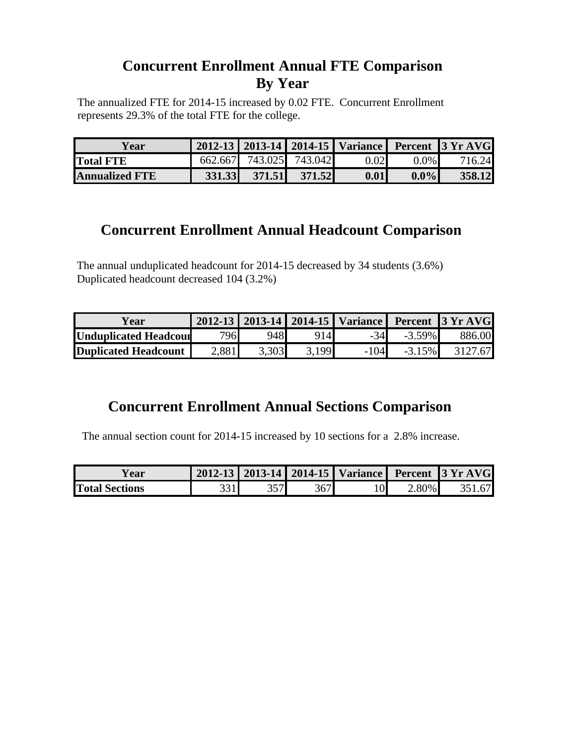# Concurrent Enrollment Annual FTE Comparison
# By Year

The annualized FTE for 2014-15 increased by 0.02 FTE. Concurrent Enrollment represents 29.3% of the total FTE for the college.

| Year | 2012-13 | 2013-14 | 2014-15 | Variance | Percent | 3 Yr AVG |
|---|---|---|---|---|---|---|
| **Total FTE** | 662.667 | 743.025 | 743.042 | 0.02 | 0.0% | 716.24 |
| **Annualized FTE** | **331.33** | **371.51** | **371.52** | **0.01** | **0.0%** | **358.12** |

# Concurrent Enrollment Annual Headcount Comparison

The annual unduplicated headcount for 2014-15 decreased by 34 students (3.6%)
Duplicated headcount decreased 104 (3.2%)

| Year | 2012-13 | 2013-14 | 2014-15 | Variance | Percent | 3 Yr AVG |
|---|---|---|---|---|---|---|
| **Unduplicated Headcour** | 796 | 948 | 914 | -34 | -3.59% | 886.00 |
| **Duplicated Headcount** | 2,881 | 3,303 | 3,199 | -104 | -3.15% | 3127.67 |

# Concurrent Enrollment Annual Sections Comparison

The annual section count for 2014-15 increased by 10 sections for a 2.8% increase.

| Year | 2012-13 | 2013-14 | 2014-15 | Variance | Percent | 3 Yr AVG |
|---|---|---|---|---|---|---|
| **Total Sections** | 331 | 357 | 367 | 10 | 2.80% | 351.67 |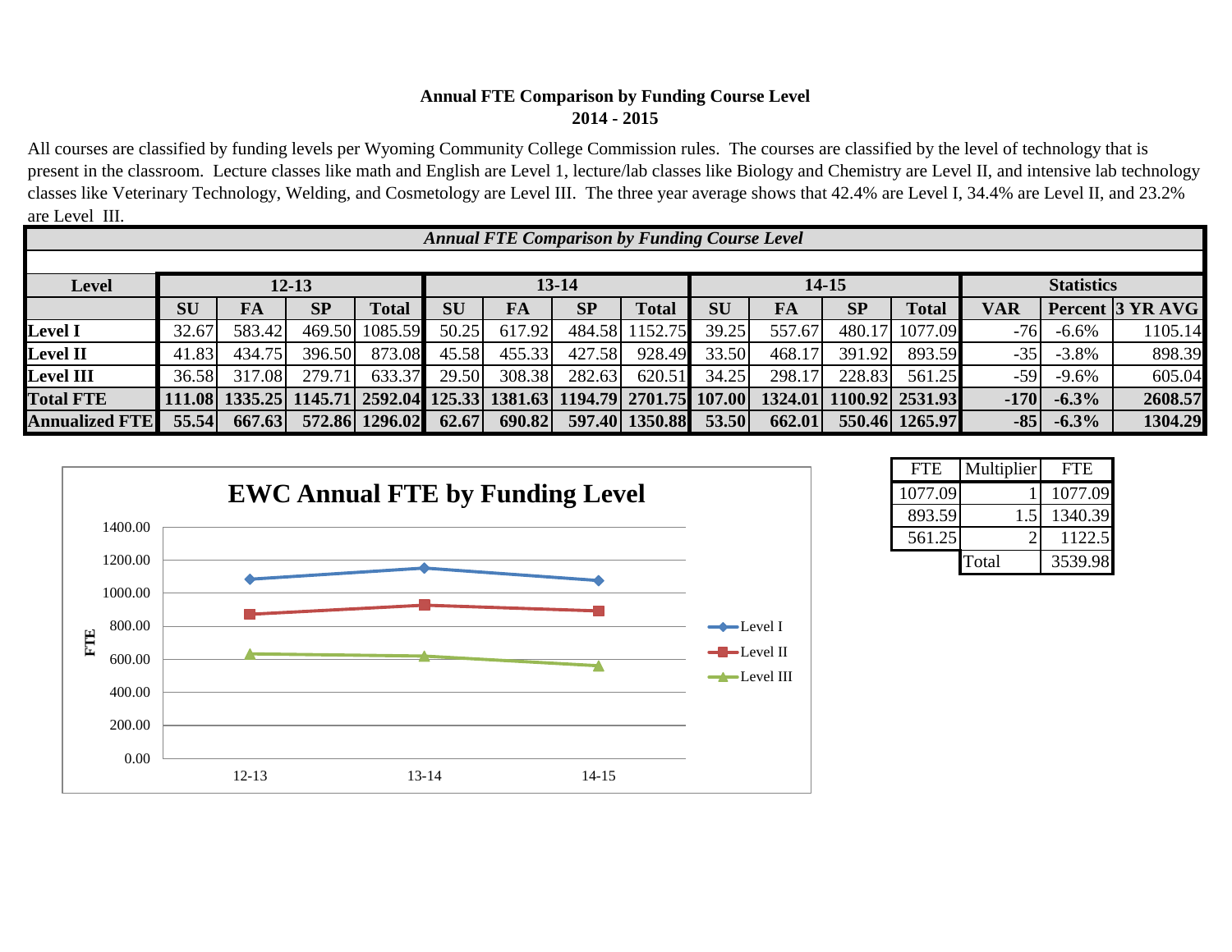**Annual FTE Comparison by Funding Course Level**
**2014 - 2015**

All courses are classified by funding levels per Wyoming Community College Commission rules. The courses are classified by the level of technology that is present in the classroom. Lecture classes like math and English are Level 1, lecture/lab classes like Biology and Chemistry are Level II, and intensive lab technology classes like Veterinary Technology, Welding, and Cosmetology are Level III. The three year average shows that 42.4% are Level I, 34.4% are Level II, and 23.2% are Level III.

***Annual FTE Comparison by Funding Course Level***

| Level | 12-13 | | | | 13-14 | | | | 14-15 | | | | Statistics | | |
|---|---|---|---|---|---|---|---|---|---|---|---|---|---|---|---|
| | SU | FA | SP | Total | SU | FA | SP | Total | SU | FA | SP | Total | VAR | Percent | 3 YR AVG |
| **Level I** | 32.67 | 583.42 | 469.50 | 1085.59 | 50.25 | 617.92 | 484.58 | 1152.75 | 39.25 | 557.67 | 480.17 | 1077.09 | -76 | -6.6% | 1105.14 |
| **Level II** | 41.83 | 434.75 | 396.50 | 873.08 | 45.58 | 455.33 | 427.58 | 928.49 | 33.50 | 468.17 | 391.92 | 893.59 | -35 | -3.8% | 898.39 |
| **Level III** | 36.58 | 317.08 | 279.71 | 633.37 | 29.50 | 308.38 | 282.63 | 620.51 | 34.25 | 298.17 | 228.83 | 561.25 | -59 | -9.6% | 605.04 |
| **Total FTE** | **111.08** | **1335.25** | **1145.71** | **2592.04** | **125.33** | **1381.63** | **1194.79** | **2701.75** | **107.00** | **1324.01** | **1100.92** | **2531.93** | **-170** | **-6.3%** | **2608.57** |
| **Annualized FTE** | **55.54** | **667.63** | **572.86** | **1296.02** | **62.67** | **690.82** | **597.40** | **1350.88** | **53.50** | **662.01** | **550.46** | **1265.97** | **-85** | **-6.3%** | **1304.29** |

**EWC Annual FTE by Funding Level**

FTE

1400.00
1200.00
1000.00
800.00
600.00
400.00
200.00
0.00

12-13
13-14
14-15

Level I
Level II
Level III

| FTE | Multiplier | FTE |
|---|---|---|
| 1077.09 | 1 | 1077.09 |
| 893.59 | 1.5 | 1340.39 |
| 561.25 | 2 | 1122.5 |
| | Total | 3539.98 |